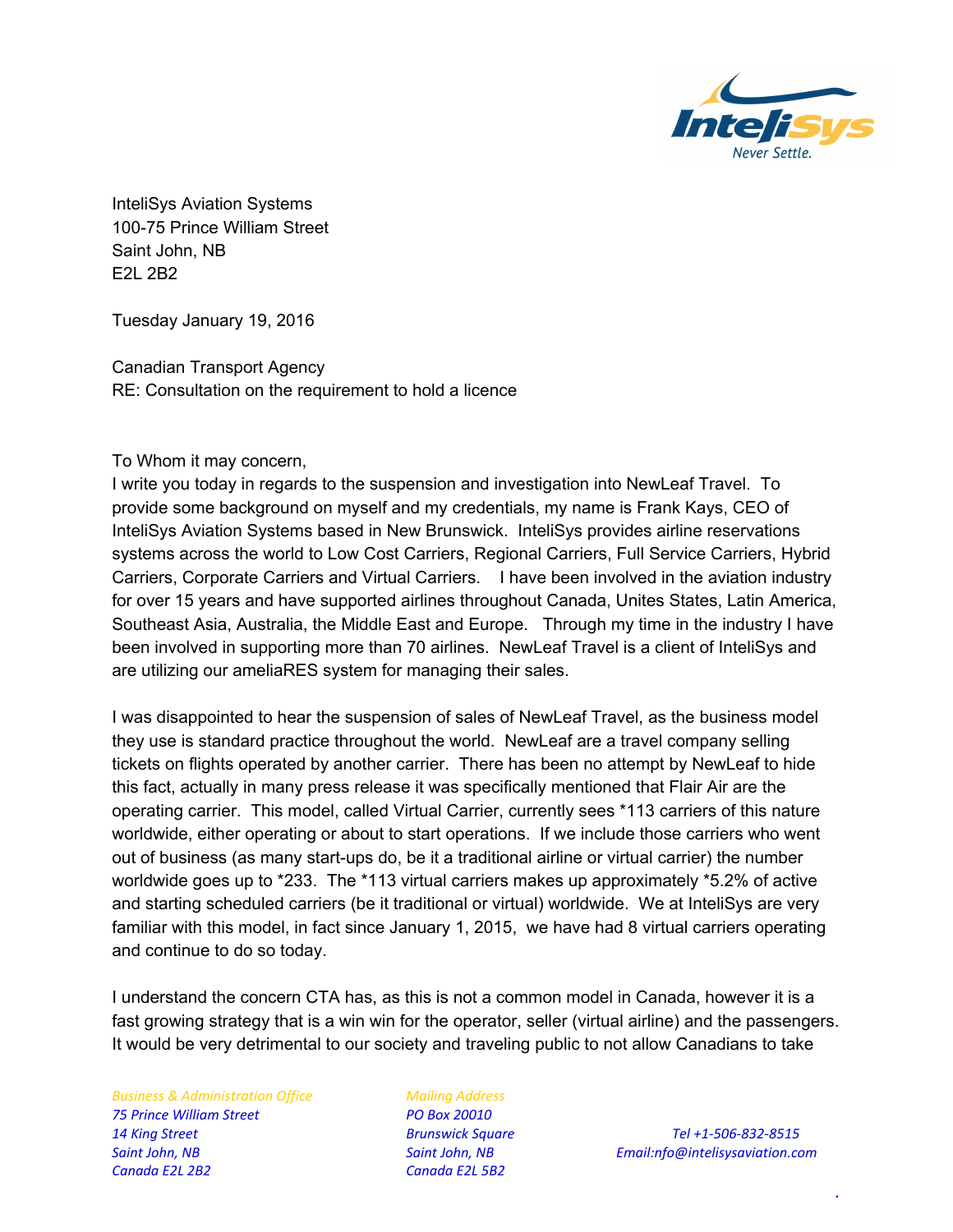InteliSys Aviation Systems
100-75 Prince William Street
Saint John, NB
E2L 2B2

Tuesday January 19, 2016

Canadian Transport Agency
RE: Consultation on the requirement to hold a licence

To Whom it may concern,
I write you today in regards to the suspension and investigation into NewLeaf Travel. To provide some background on myself and my credentials, my name is Frank Kays, CEO of InteliSys Aviation Systems based in New Brunswick. InteliSys provides airline reservations systems across the world to Low Cost Carriers, Regional Carriers, Full Service Carriers, Hybrid Carriers, Corporate Carriers and Virtual Carriers. I have been involved in the aviation industry for over 15 years and have supported airlines throughout Canada, Unites States, Latin America, Southeast Asia, Australia, the Middle East and Europe. Through my time in the industry I have been involved in supporting more than 70 airlines. NewLeaf Travel is a client of InteliSys and are utilizing our ameliaRES system for managing their sales.

I was disappointed to hear the suspension of sales of NewLeaf Travel, as the business model they use is standard practice throughout the world. NewLeaf are a travel company selling tickets on flights operated by another carrier. There has been no attempt by NewLeaf to hide this fact, actually in many press release it was specifically mentioned that Flair Air are the operating carrier. This model, called Virtual Carrier, currently sees *113 carriers of this nature worldwide, either operating or about to start operations. If we include those carriers who went out of business (as many start-ups do, be it a traditional airline or virtual carrier) the number worldwide goes up to *233. The *113 virtual carriers makes up approximately *5.2% of active and starting scheduled carriers (be it traditional or virtual) worldwide. We at InteliSys are very familiar with this model, in fact since January 1, 2015, we have had 8 virtual carriers operating and continue to do so today.

I understand the concern CTA has, as this is not a common model in Canada, however it is a fast growing strategy that is a win win for the operator, seller (virtual airline) and the passengers. It would be very detrimental to our society and traveling public to not allow Canadians to take

*Business & Administration Office*
*75 Prince William Street*
*14 King Street*
*Saint John, NB*
*Canada E2L 2B2*

*Mailing Address*
*PO Box 20010*
*Brunswick Square*
*Saint John, NB*
*Canada E2L 5B2*

*Tel +1-506-832-8515*
*Email:nfo@intelisysaviation.com*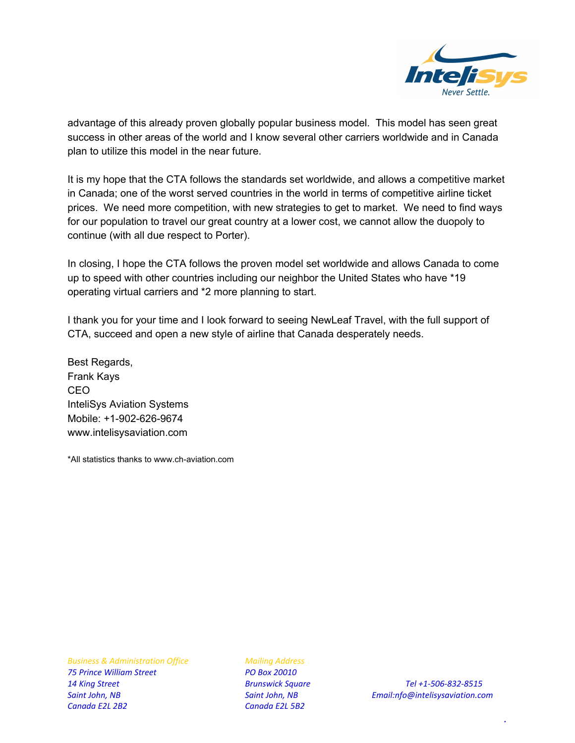advantage of this already proven globally popular business model. This model has seen great success in other areas of the world and I know several other carriers worldwide and in Canada plan to utilize this model in the near future.

It is my hope that the CTA follows the standards set worldwide, and allows a competitive market in Canada; one of the worst served countries in the world in terms of competitive airline ticket prices. We need more competition, with new strategies to get to market. We need to find ways for our population to travel our great country at a lower cost, we cannot allow the duopoly to continue (with all due respect to Porter).

In closing, I hope the CTA follows the proven model set worldwide and allows Canada to come up to speed with other countries including our neighbor the United States who have *19 operating virtual carriers and *2 more planning to start.

I thank you for your time and I look forward to seeing NewLeaf Travel, with the full support of CTA, succeed and open a new style of airline that Canada desperately needs.

Best Regards,
Frank Kays
CEO
InteliSys Aviation Systems
Mobile: +1-902-626-9674
www.intelisysaviation.com

*All statistics thanks to www.ch-aviation.com

*Business & Administration Office*
*75 Prince William Street*
*14 King Street*
*Saint John, NB*
*Canada E2L 2B2*

*Mailing Address*
*PO Box 20010*
*Brunswick Square*
*Saint John, NB*
*Canada E2L 5B2*

*Tel +1-506-832-8515*
*Email:nfo@intelisysaviation.com*